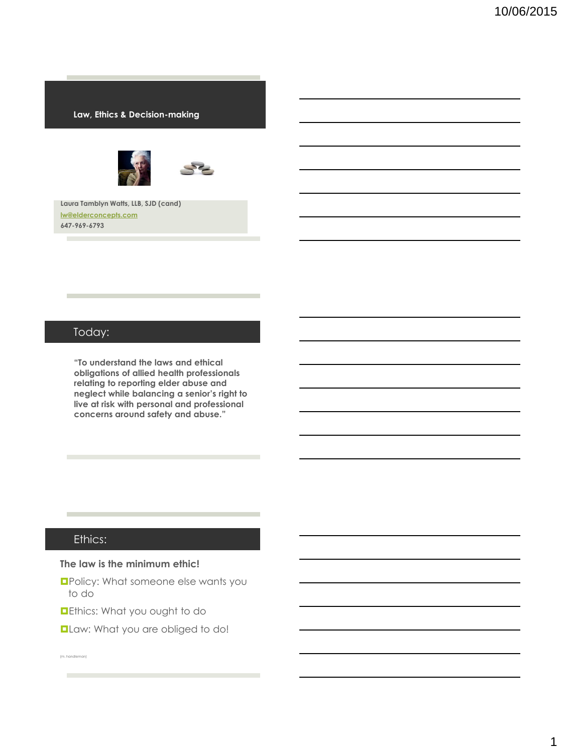## Law, Ethics & Decision-making

Laura Tamblyn Watts, LLB, SJD (cand)
lw@elderconcepts.com
647-969-6793

## Today:

**"To understand the laws and ethical obligations of allied health professionals relating to reporting elder abuse and neglect while balancing a senior's right to live at risk with personal and professional concerns around safety and abuse."**

## Ethics:

**The law is the minimum ethic!**

- Policy: What someone else wants you to do
- Ethics: What you ought to do
- Law: What you are obliged to do!

(m. handleman)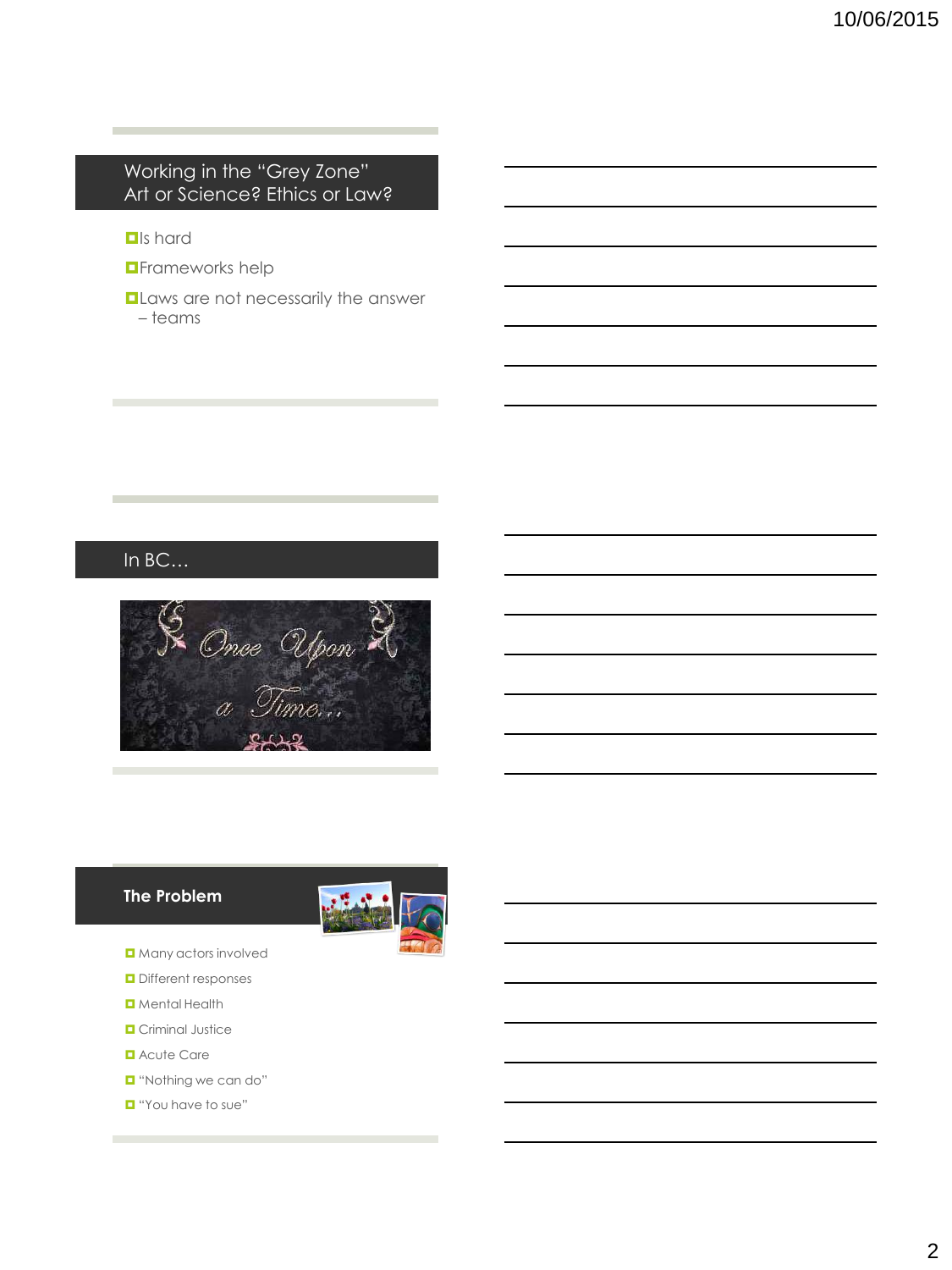## Working in the "Grey Zone" Art or Science? Ethics or Law?

- Is hard
- Frameworks help
- Laws are not necessarily the answer – teams

## In BC…

## The Problem

- Many actors involved
- Different responses
- Mental Health
- Criminal Justice
- Acute Care
- "Nothing we can do"
- "You have to sue"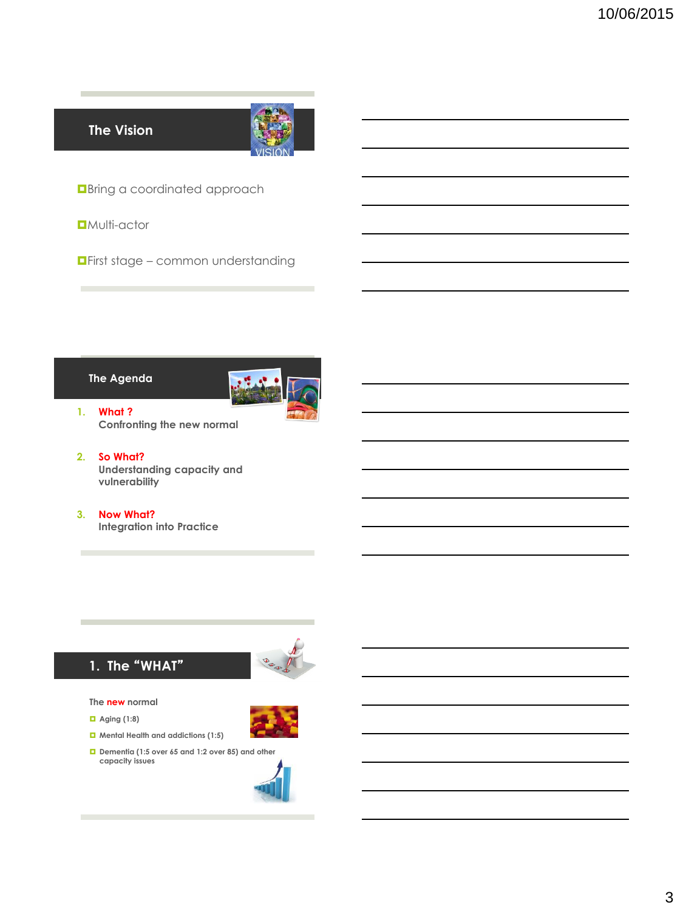## The Vision

- Bring a coordinated approach
- Multi-actor
- First stage – common understanding

## The Agenda

1. **What ?**
   **Confronting the new normal**
2. **So What?**
   **Understanding capacity and vulnerability**
3. **Now What?**
   **Integration into Practice**

## 1. The "WHAT"

**The new normal**

- Aging (1:8)
- Mental Health and addictions (1:5)
- Dementia (1:5 over 65 and 1:2 over 85) and other capacity issues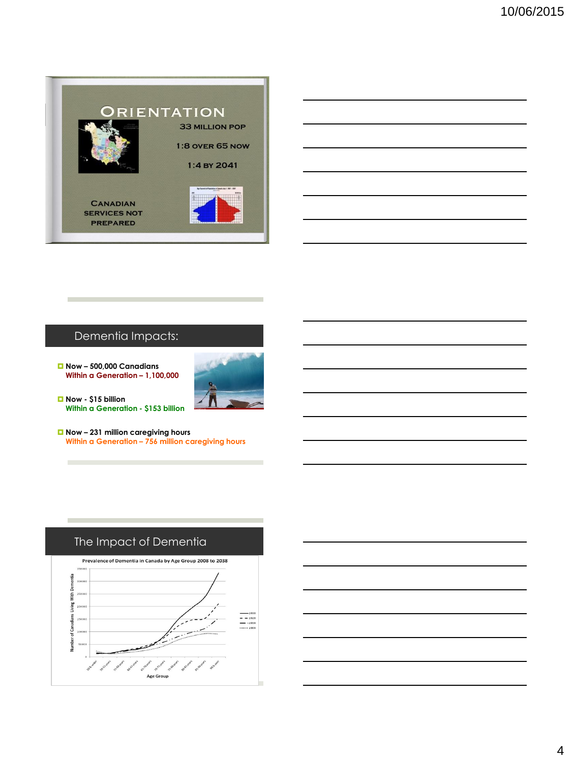## Orientation

33 MILLION POP

1:8 OVER 65 NOW

1:4 BY 2041

CANADIAN SERVICES NOT PREPARED

## Dementia Impacts:

- Now – 500,000 Canadians
  Within a Generation – 1,100,000
- Now - $15 billion
  Within a Generation - $153 billion
- Now – 231 million caregiving hours
  Within a Generation – 756 million caregiving hours

## The Impact of Dementia

Prevalence of Dementia in Canada by Age Group 2008 to 2038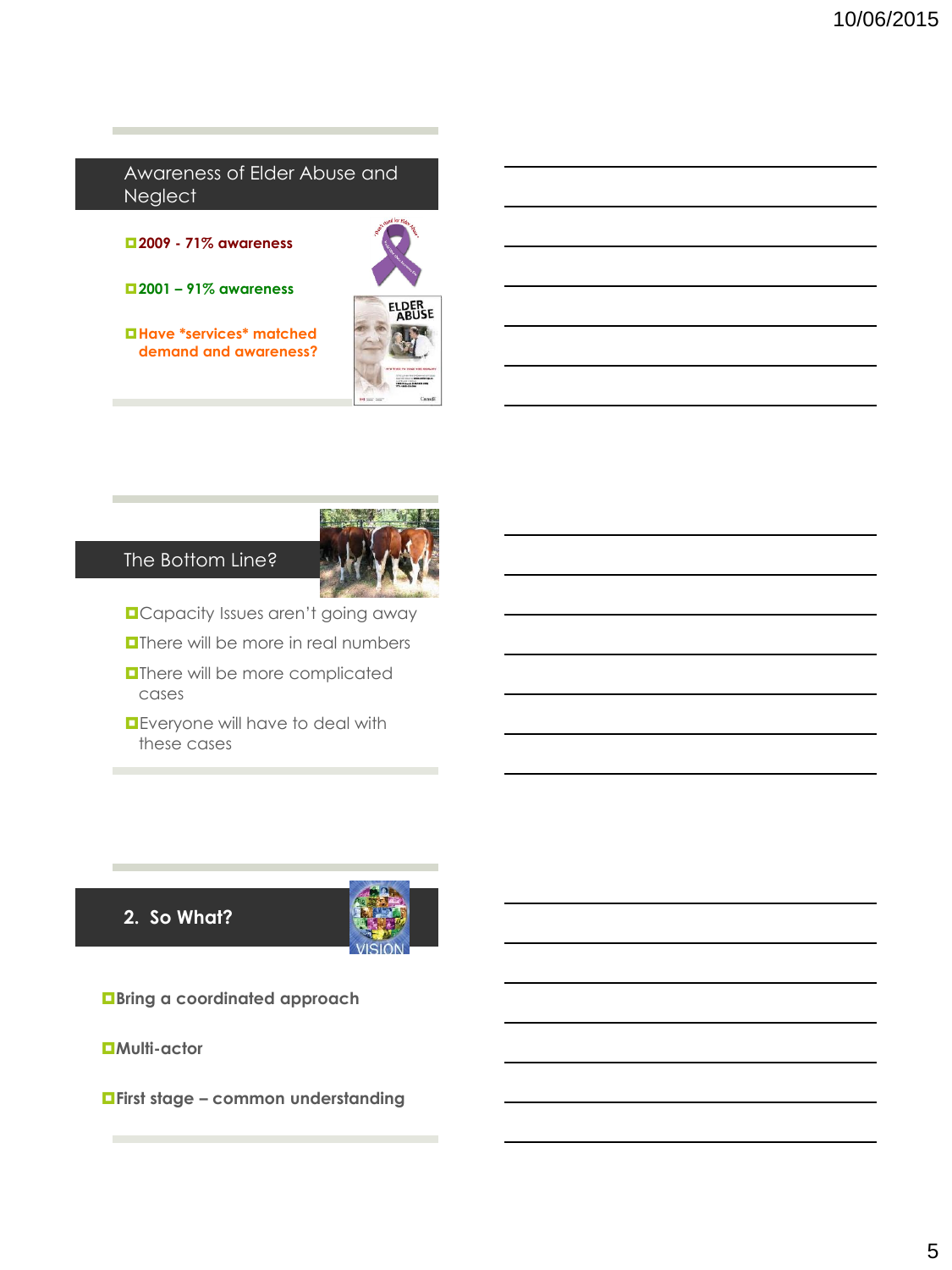## Awareness of Elder Abuse and Neglect

- 2009 - 71% awareness
- 2001 – 91% awareness
- Have *services* matched demand and awareness?

## The Bottom Line?

- Capacity Issues aren't going away
- There will be more in real numbers
- There will be more complicated cases
- Everyone will have to deal with these cases

## 2. So What?

- **Bring a coordinated approach**
- **Multi-actor**
- **First stage – common understanding**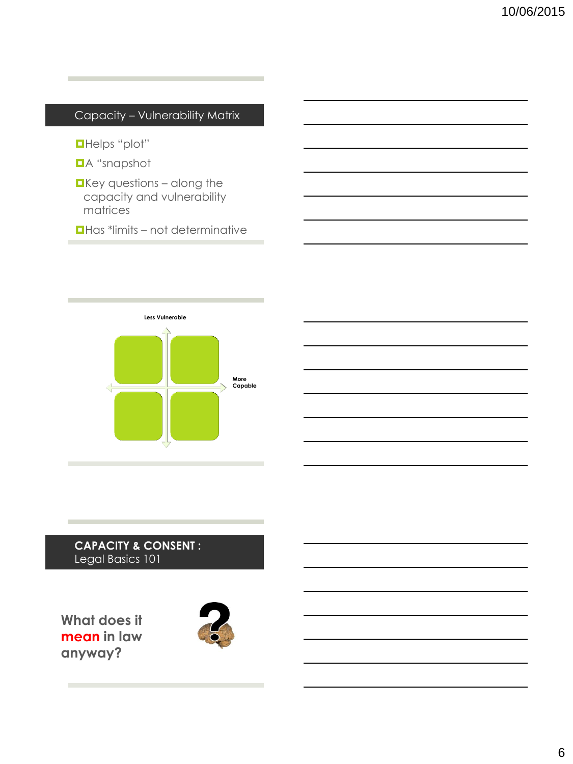## Capacity – Vulnerability Matrix

- Helps "plot"
- A "snapshot
- Key questions – along the capacity and vulnerability matrices
- Has *limits – not determinative

Less Vulnerable

More Capable

## CAPACITY & CONSENT : Legal Basics 101

What does it **mean** in law anyway?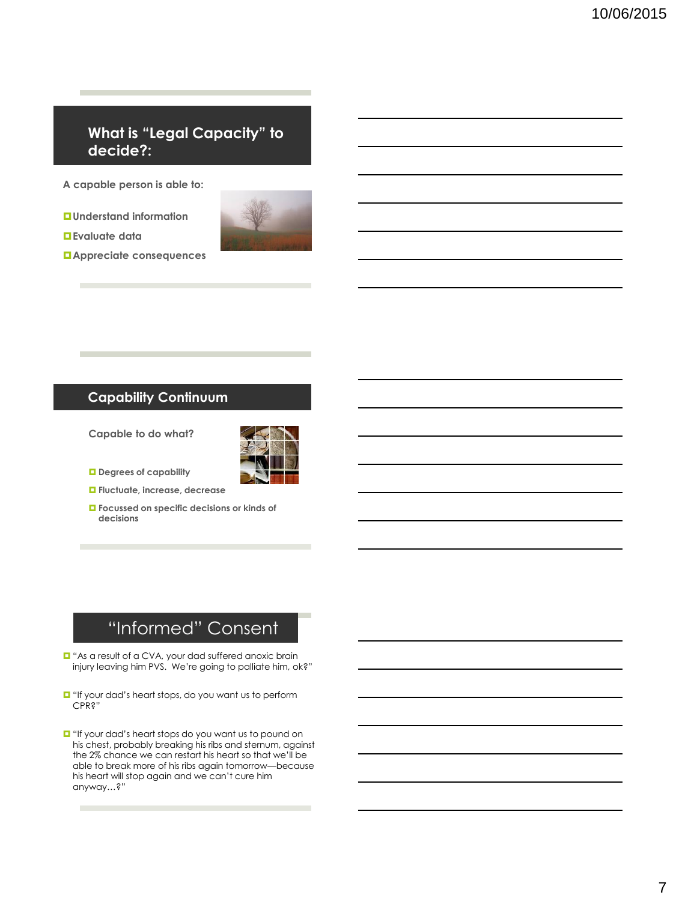## What is "Legal Capacity" to decide?:

A capable person is able to:

- Understand information
- Evaluate data
- Appreciate consequences

## Capability Continuum

Capable to do what?

- Degrees of capability
- Fluctuate, increase, decrease
- Focussed on specific decisions or kinds of decisions

## "Informed" Consent

- "As a result of a CVA, your dad suffered anoxic brain injury leaving him PVS. We're going to palliate him, ok?"
- "If your dad's heart stops, do you want us to perform CPR?"
- "If your dad's heart stops do you want us to pound on his chest, probably breaking his ribs and sternum, against the 2% chance we can restart his heart so that we'll be able to break more of his ribs again tomorrow—because his heart will stop again and we can't cure him anyway…?"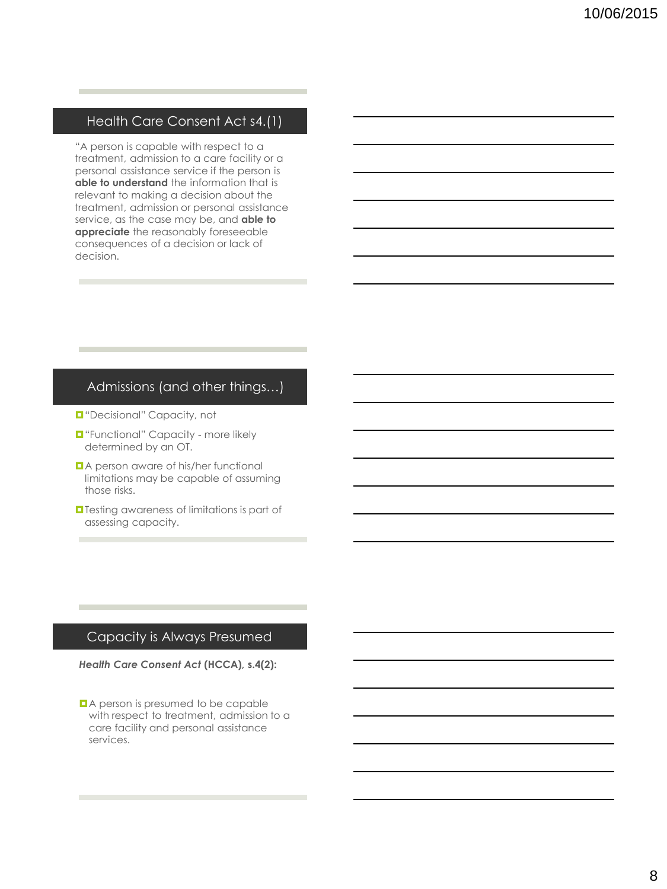## Health Care Consent Act s4.(1)

"A person is capable with respect to a treatment, admission to a care facility or a personal assistance service if the person is **able to understand** the information that is relevant to making a decision about the treatment, admission or personal assistance service, as the case may be, and **able to appreciate** the reasonably foreseeable consequences of a decision or lack of decision.

## Admissions (and other things…)

- "Decisional" Capacity, not
- "Functional" Capacity - more likely determined by an OT.
- A person aware of his/her functional limitations may be capable of assuming those risks.
- Testing awareness of limitations is part of assessing capacity.

## Capacity is Always Presumed

***Health Care Consent Act* (HCCA), s.4(2):**

- A person is presumed to be capable with respect to treatment, admission to a care facility and personal assistance services.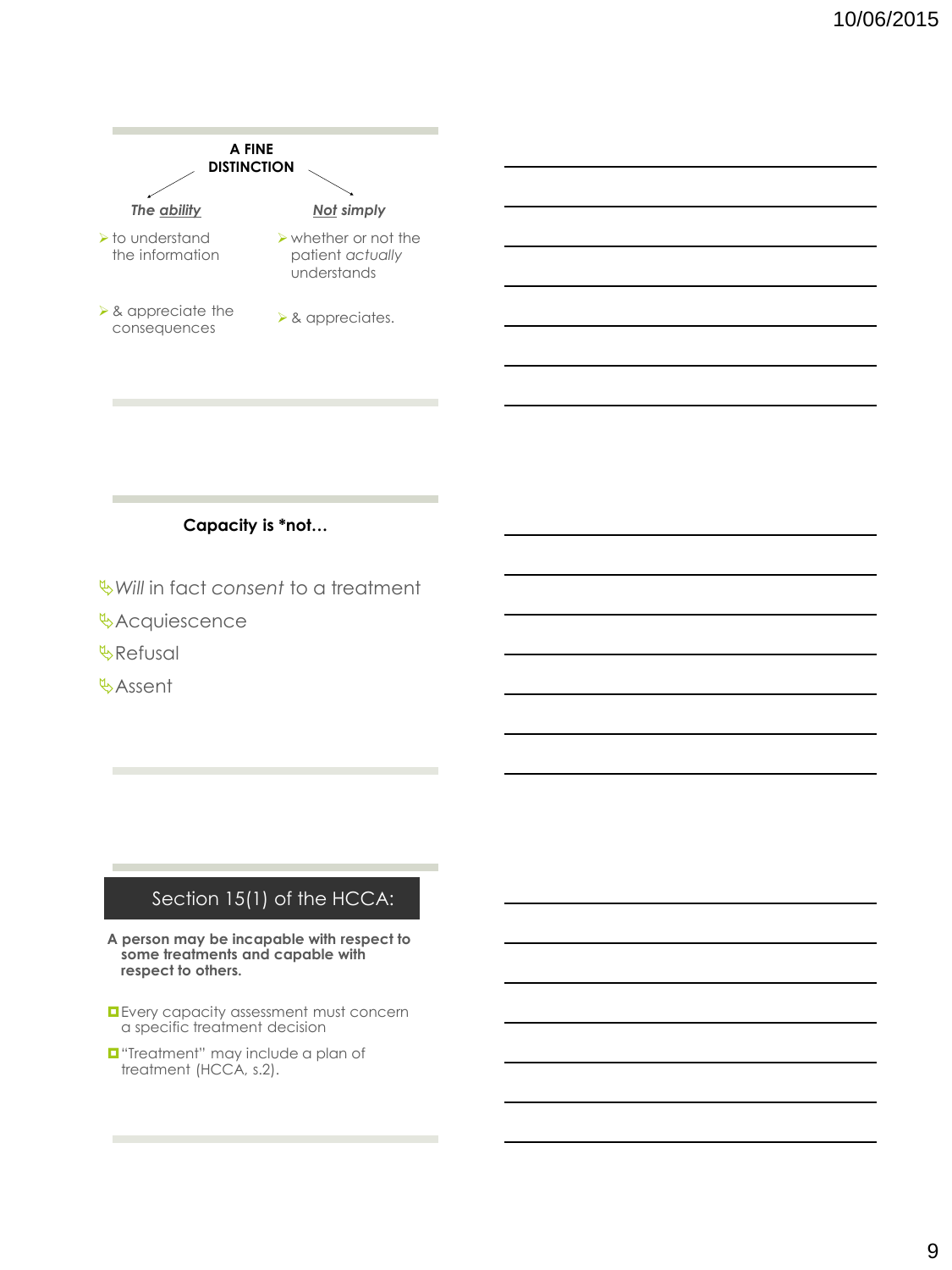## A FINE DISTINCTION

| ***The ability*** | ***Not simply*** |
| --- | --- |
| to understand the information | whether or not the patient *actually* understands |
| & appreciate the consequences | & appreciates. |

## Capacity is *not…

- *Will* in fact *consent* to a treatment
- Acquiescence
- Refusal
- Assent

## Section 15(1) of the HCCA:

**A person may be incapable with respect to some treatments and capable with respect to others.**

- Every capacity assessment must concern a specific treatment decision
- "Treatment" may include a plan of treatment (HCCA, s.2).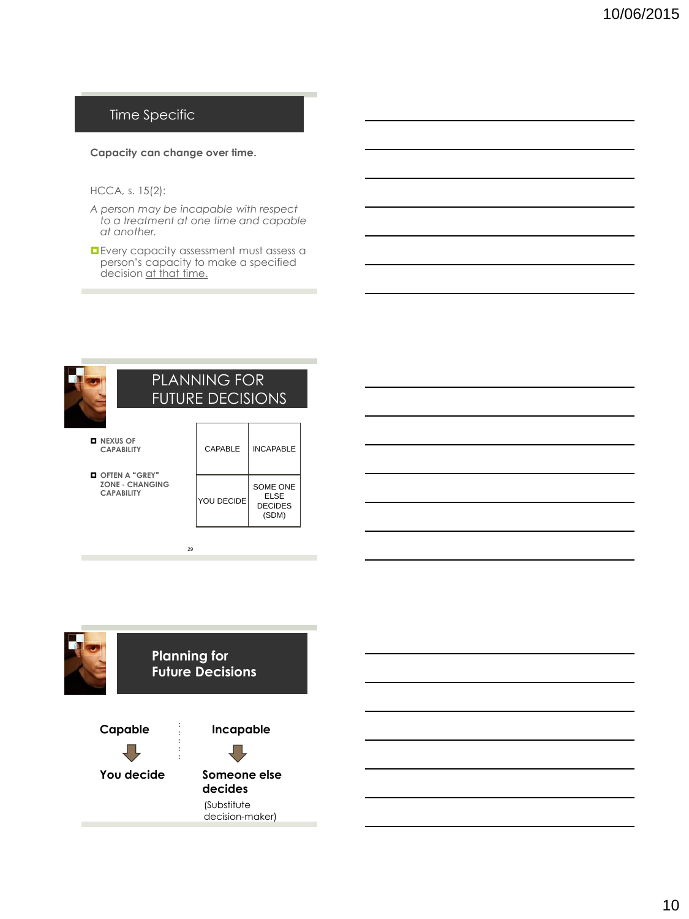## Time Specific

**Capacity can change over time.**

HCCA, s. 15(2):

*A person may be incapable with respect to a treatment at one time and capable at another.*

- Every capacity assessment must assess a person's capacity to make a specified decision <u>at that time.</u>

## PLANNING FOR FUTURE DECISIONS

- NEXUS OF CAPABILITY
- OFTEN A "GREY" ZONE - CHANGING CAPABILITY

| CAPABLE | INCAPABLE |
|---|---|
| YOU DECIDE | SOME ONE ELSE DECIDES (SDM) |

## Planning for Future Decisions

| Capable | Incapable |
|---|---|
| ⇩ | ⇩ |
| You decide | Someone else decides (Substitute decision-maker) |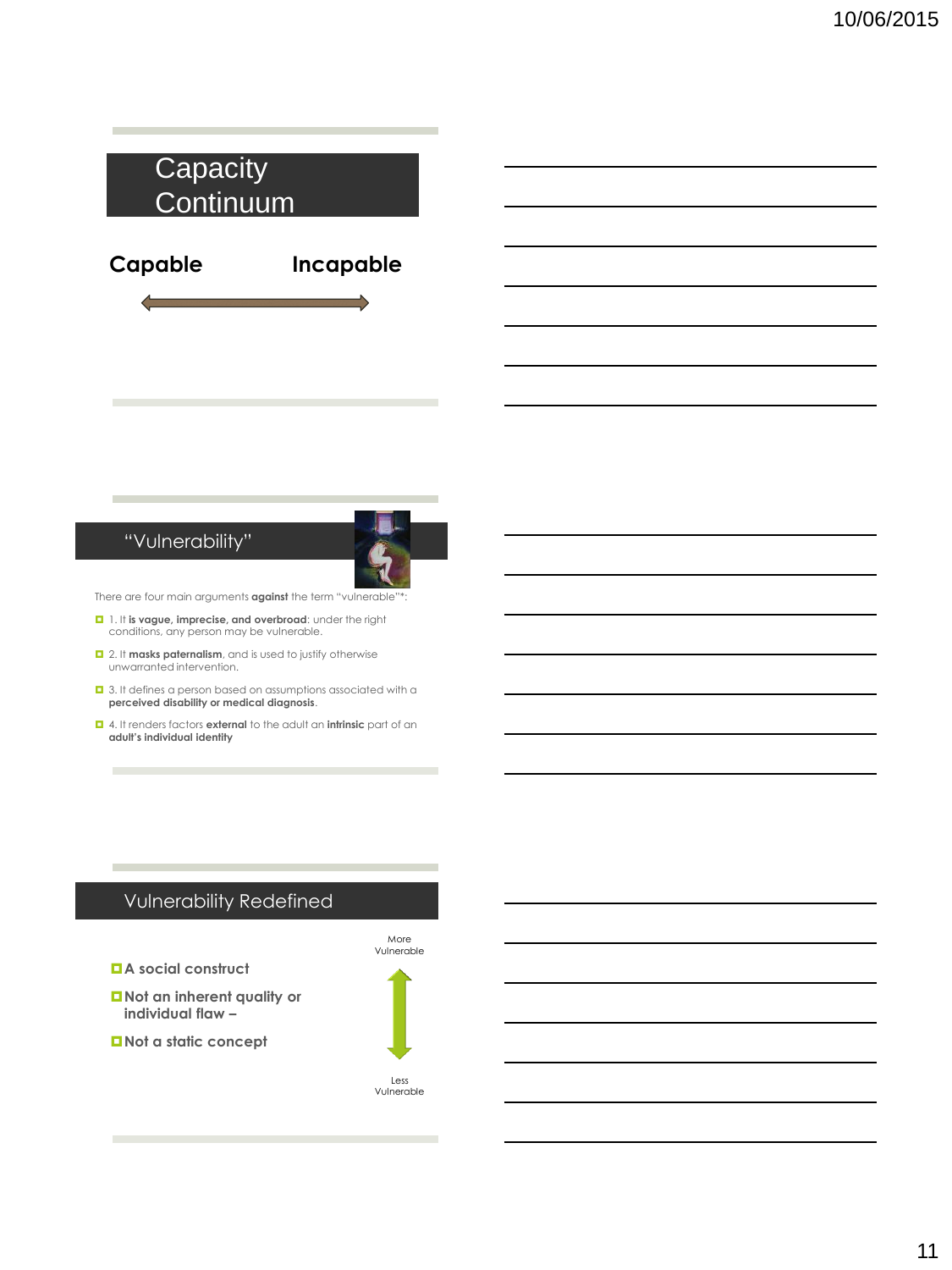## Capacity Continuum

**Capable** **Incapable**

## "Vulnerability"

There are four main arguments **against** the term "vulnerable"*:

- 1. It **is vague, imprecise, and overbroad**: under the right conditions, any person may be vulnerable.
- 2. It **masks paternalism**, and is used to justify otherwise unwarranted intervention.
- 3. It defines a person based on assumptions associated with a **perceived disability or medical diagnosis**.
- 4. It renders factors **external** to the adult an **intrinsic** part of an **adult's individual identity**

## Vulnerability Redefined

- **A social construct**
- **Not an inherent quality or individual flaw –**
- **Not a static concept**

More Vulnerable

Less Vulnerable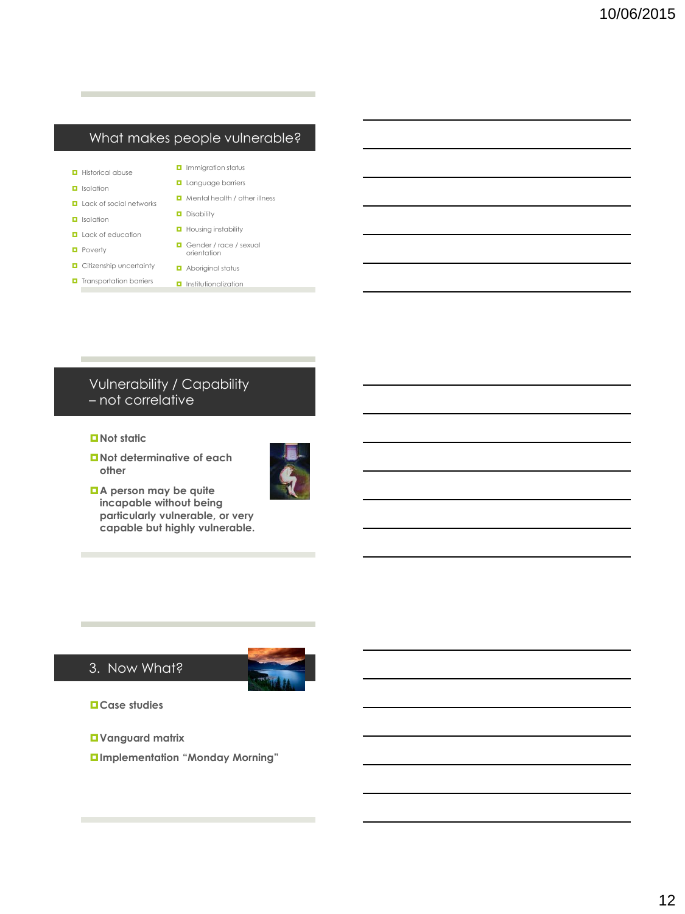## What makes people vulnerable?

- Historical abuse
- Isolation
- Lack of social networks
- Isolation
- Lack of education
- Poverty
- Citizenship uncertainty
- Transportation barriers
- Immigration status
- Language barriers
- Mental health / other illness
- Disability
- Housing instability
- Gender / race / sexual orientation
- Aboriginal status
- Institutionalization

## Vulnerability / Capability – not correlative

- **Not static**
- **Not determinative of each other**
- **A person may be quite incapable without being particularly vulnerable, or very capable but highly vulnerable.**

## 3. Now What?

- **Case studies**
- **Vanguard matrix**
- **Implementation "Monday Morning"**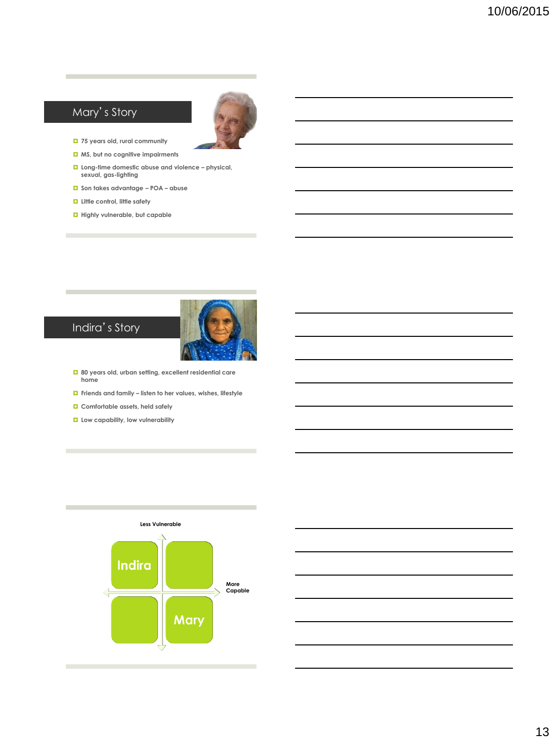## Mary's Story

- 75 years old, rural community
- MS, but no cognitive impairments
- Long-time domestic abuse and violence – physical, sexual, gas-lighting
- Son takes advantage – POA – abuse
- Little control, little safety
- Highly vulnerable, but capable

## Indira's Story

- 80 years old, urban setting, excellent residential care home
- Friends and family – listen to her values, wishes, lifestyle
- Comfortable assets, held safely
- Low capability, low vulnerability

Less Vulnerable

Indira

More Capable

Mary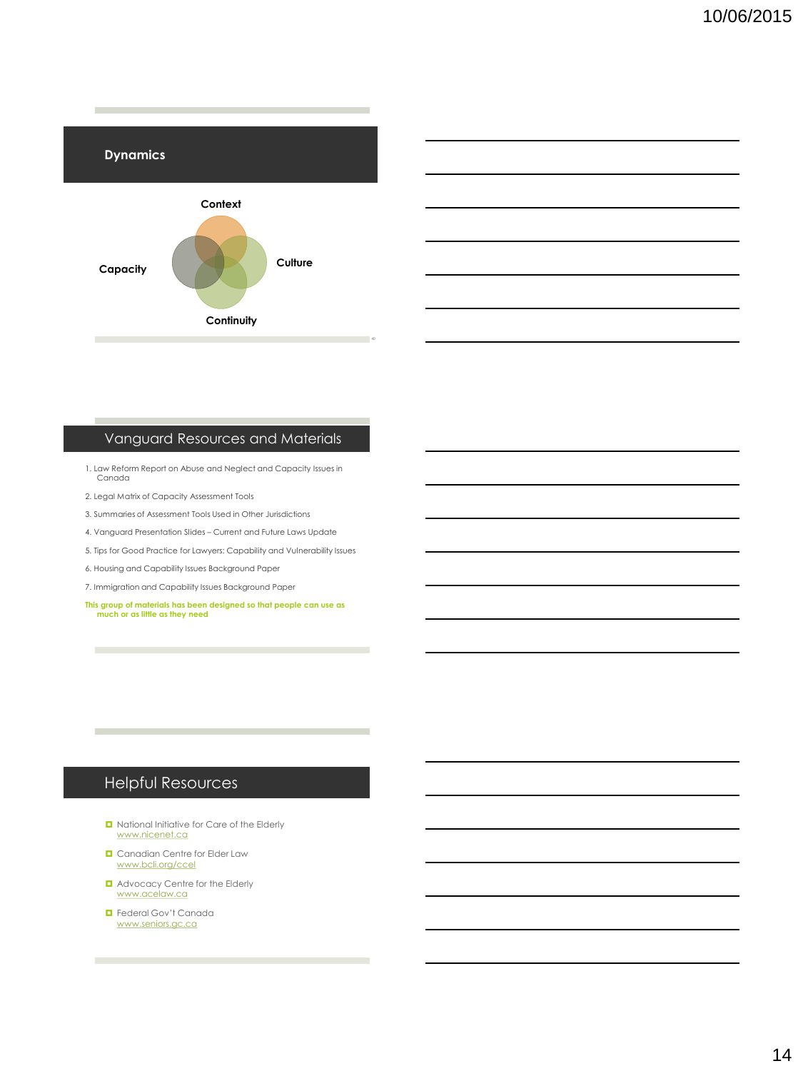## Dynamics

Context

Capacity

Culture

Continuity

## Vanguard Resources and Materials

1. Law Reform Report on Abuse and Neglect and Capacity Issues in Canada
2. Legal Matrix of Capacity Assessment Tools
3. Summaries of Assessment Tools Used in Other Jurisdictions
4. Vanguard Presentation Slides – Current and Future Laws Update
5. Tips for Good Practice for Lawyers: Capability and Vulnerability Issues
6. Housing and Capability Issues Background Paper
7. Immigration and Capability Issues Background Paper

**This group of materials has been designed so that people can use as much or as little as they need**

## Helpful Resources

- National Initiative for Care of the Elderly
  www.nicenet.ca
- Canadian Centre for Elder Law
  www.bcli.org/ccel
- Advocacy Centre for the Elderly
  www.acelaw.ca
- Federal Gov't Canada
  www.seniors.gc.ca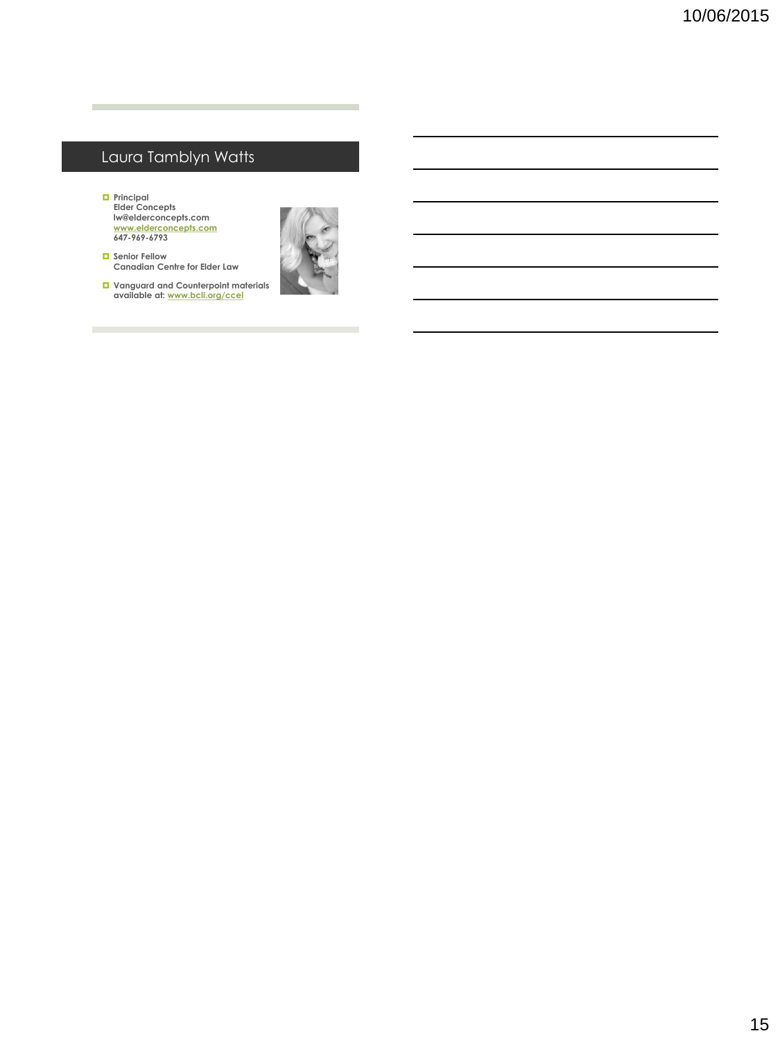## Laura Tamblyn Watts

- Principal
  Elder Concepts
  lw@elderconcepts.com
  www.elderconcepts.com
  647-969-6793
- Senior Fellow
  Canadian Centre for Elder Law
- Vanguard and Counterpoint materials available at: www.bcli.org/ccel